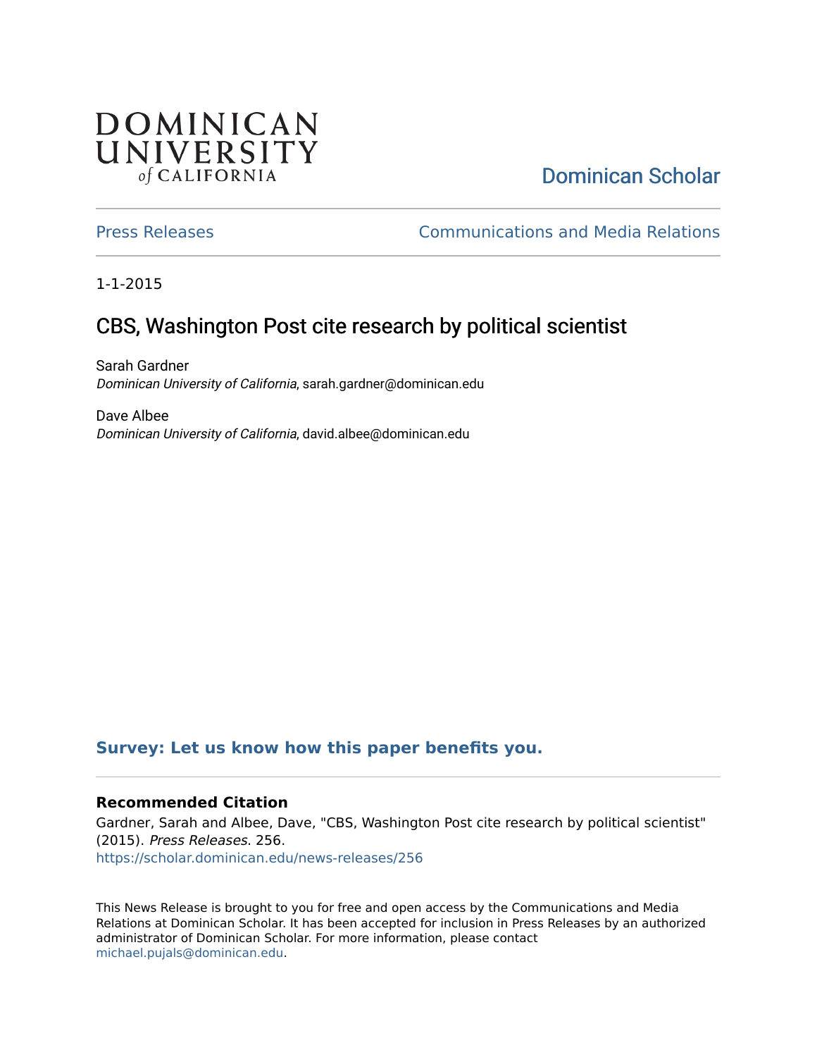Dominican Scholar

Press Releases

Communications and Media Relations

1-1-2015

# CBS, Washington Post cite research by political scientist

Sarah Gardner
*Dominican University of California*, sarah.gardner@dominican.edu

Dave Albee
*Dominican University of California*, david.albee@dominican.edu

**Survey: Let us know how this paper benefits you.**

### Recommended Citation

Gardner, Sarah and Albee, Dave, "CBS, Washington Post cite research by political scientist" (2015). *Press Releases*. 256.
https://scholar.dominican.edu/news-releases/256

This News Release is brought to you for free and open access by the Communications and Media Relations at Dominican Scholar. It has been accepted for inclusion in Press Releases by an authorized administrator of Dominican Scholar. For more information, please contact michael.pujals@dominican.edu.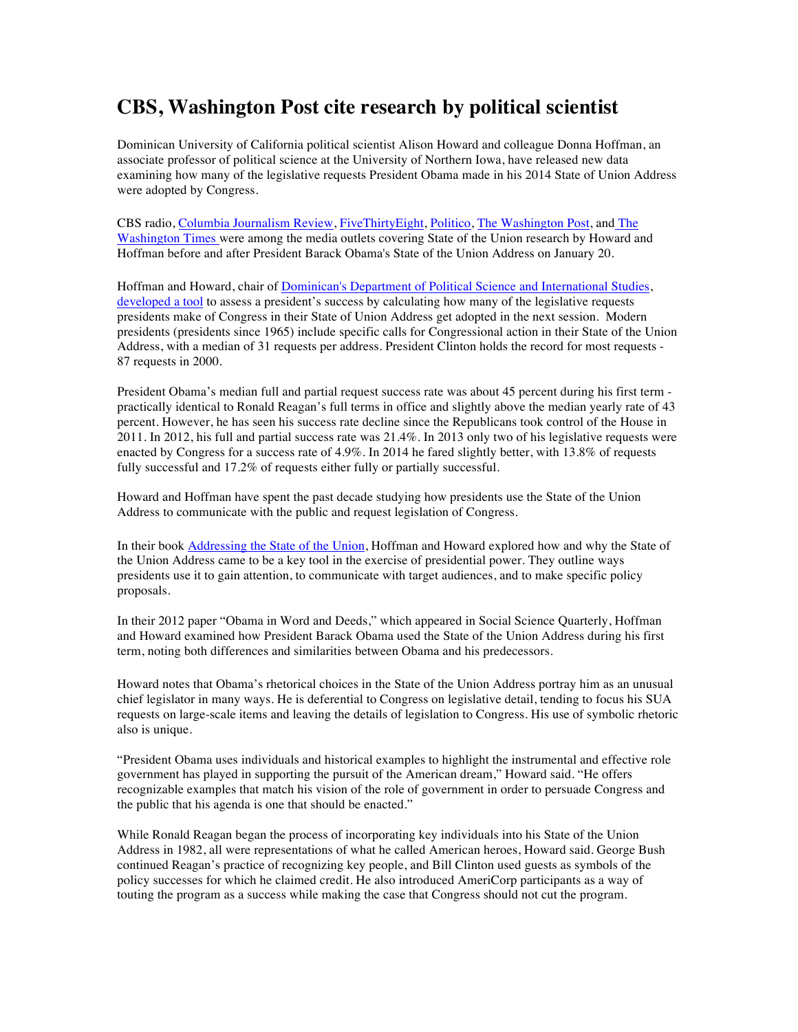# CBS, Washington Post cite research by political scientist

Dominican University of California political scientist Alison Howard and colleague Donna Hoffman, an associate professor of political science at the University of Northern Iowa, have released new data examining how many of the legislative requests President Obama made in his 2014 State of Union Address were adopted by Congress.

CBS radio, Columbia Journalism Review, FiveThirtyEight, Politico, The Washington Post, and The Washington Times were among the media outlets covering State of the Union research by Howard and Hoffman before and after President Barack Obama's State of the Union Address on January 20.

Hoffman and Howard, chair of Dominican's Department of Political Science and International Studies, developed a tool to assess a president's success by calculating how many of the legislative requests presidents make of Congress in their State of Union Address get adopted in the next session. Modern presidents (presidents since 1965) include specific calls for Congressional action in their State of the Union Address, with a median of 31 requests per address. President Clinton holds the record for most requests - 87 requests in 2000.

President Obama's median full and partial request success rate was about 45 percent during his first term - practically identical to Ronald Reagan's full terms in office and slightly above the median yearly rate of 43 percent. However, he has seen his success rate decline since the Republicans took control of the House in 2011. In 2012, his full and partial success rate was 21.4%. In 2013 only two of his legislative requests were enacted by Congress for a success rate of 4.9%. In 2014 he fared slightly better, with 13.8% of requests fully successful and 17.2% of requests either fully or partially successful.

Howard and Hoffman have spent the past decade studying how presidents use the State of the Union Address to communicate with the public and request legislation of Congress.

In their book Addressing the State of the Union, Hoffman and Howard explored how and why the State of the Union Address came to be a key tool in the exercise of presidential power. They outline ways presidents use it to gain attention, to communicate with target audiences, and to make specific policy proposals.

In their 2012 paper "Obama in Word and Deeds," which appeared in Social Science Quarterly, Hoffman and Howard examined how President Barack Obama used the State of the Union Address during his first term, noting both differences and similarities between Obama and his predecessors.

Howard notes that Obama's rhetorical choices in the State of the Union Address portray him as an unusual chief legislator in many ways. He is deferential to Congress on legislative detail, tending to focus his SUA requests on large-scale items and leaving the details of legislation to Congress. His use of symbolic rhetoric also is unique.

"President Obama uses individuals and historical examples to highlight the instrumental and effective role government has played in supporting the pursuit of the American dream," Howard said. "He offers recognizable examples that match his vision of the role of government in order to persuade Congress and the public that his agenda is one that should be enacted."

While Ronald Reagan began the process of incorporating key individuals into his State of the Union Address in 1982, all were representations of what he called American heroes, Howard said. George Bush continued Reagan's practice of recognizing key people, and Bill Clinton used guests as symbols of the policy successes for which he claimed credit. He also introduced AmeriCorp participants as a way of touting the program as a success while making the case that Congress should not cut the program.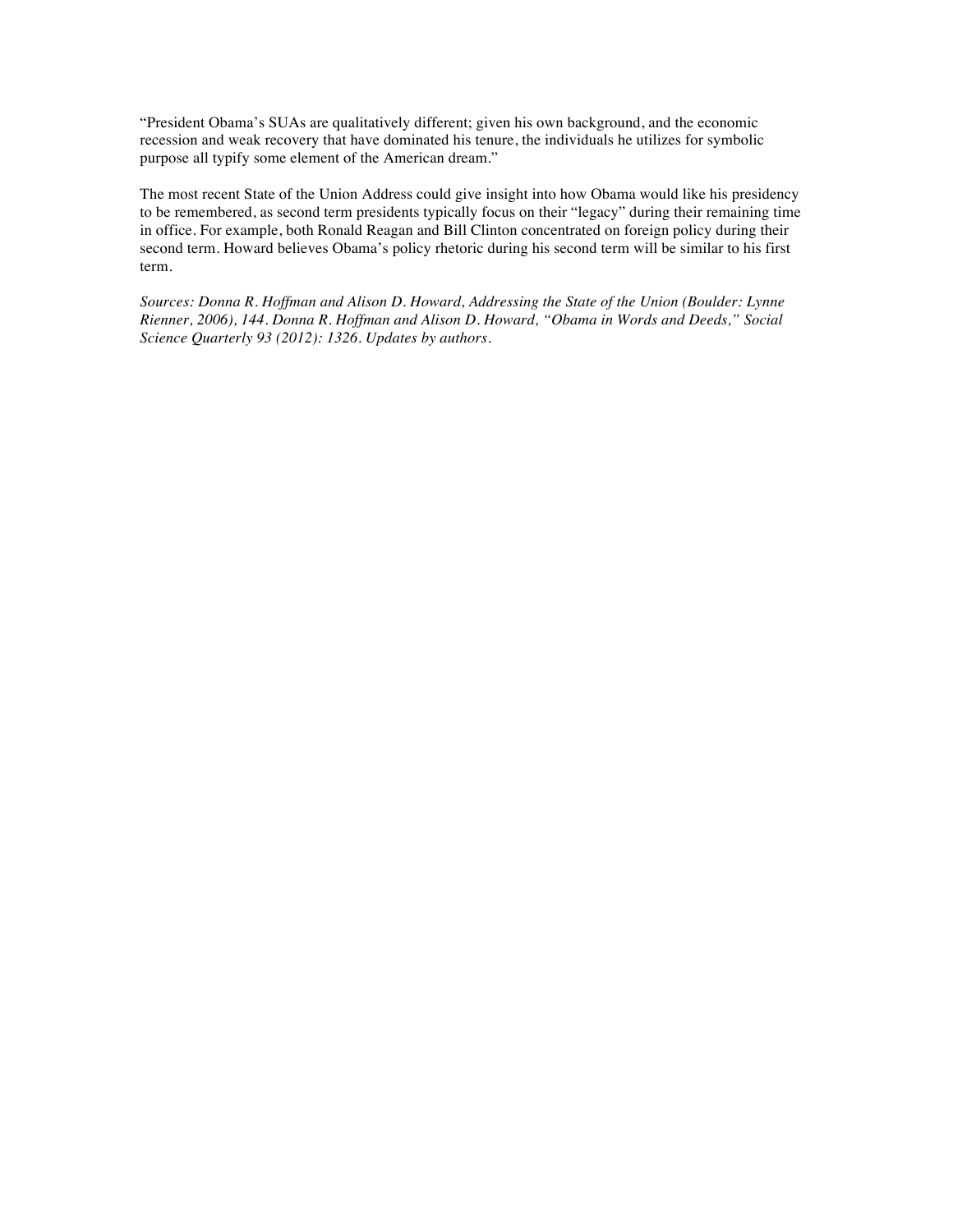"President Obama's SUAs are qualitatively different; given his own background, and the economic recession and weak recovery that have dominated his tenure, the individuals he utilizes for symbolic purpose all typify some element of the American dream."

The most recent State of the Union Address could give insight into how Obama would like his presidency to be remembered, as second term presidents typically focus on their "legacy" during their remaining time in office. For example, both Ronald Reagan and Bill Clinton concentrated on foreign policy during their second term. Howard believes Obama's policy rhetoric during his second term will be similar to his first term.

*Sources: Donna R. Hoffman and Alison D. Howard, Addressing the State of the Union (Boulder: Lynne Rienner, 2006), 144. Donna R. Hoffman and Alison D. Howard, "Obama in Words and Deeds," Social Science Quarterly 93 (2012): 1326. Updates by authors.*